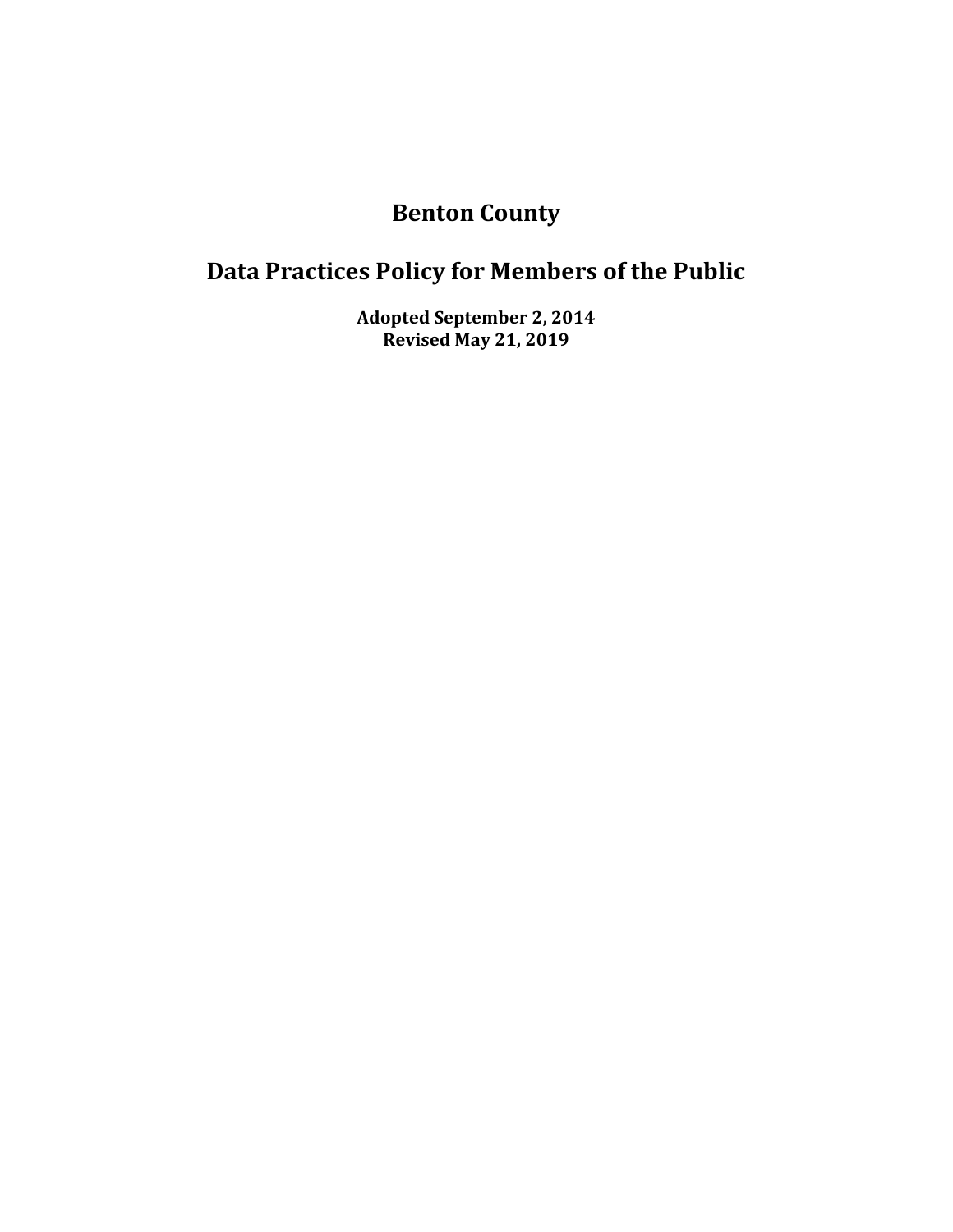# Benton County

# Data Practices Policy for Members of the Public

**Adopted September 2, 2014**
**Revised May 21, 2019**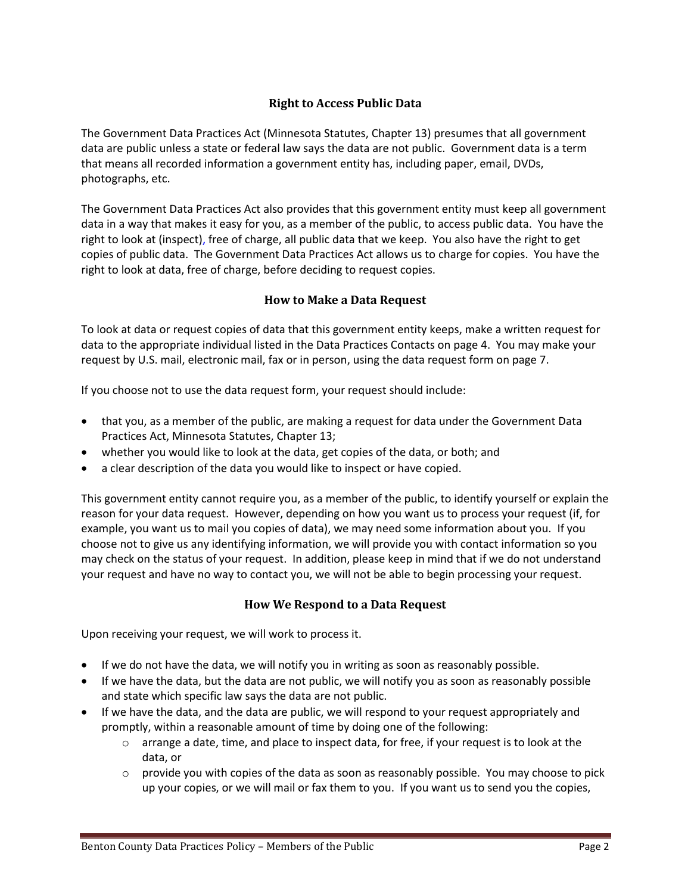## Right to Access Public Data

The Government Data Practices Act (Minnesota Statutes, Chapter 13) presumes that all government data are public unless a state or federal law says the data are not public. Government data is a term that means all recorded information a government entity has, including paper, email, DVDs, photographs, etc.

The Government Data Practices Act also provides that this government entity must keep all government data in a way that makes it easy for you, as a member of the public, to access public data. You have the right to look at (inspect), free of charge, all public data that we keep. You also have the right to get copies of public data. The Government Data Practices Act allows us to charge for copies. You have the right to look at data, free of charge, before deciding to request copies.

## How to Make a Data Request

To look at data or request copies of data that this government entity keeps, make a written request for data to the appropriate individual listed in the Data Practices Contacts on page 4. You may make your request by U.S. mail, electronic mail, fax or in person, using the data request form on page 7.

If you choose not to use the data request form, your request should include:

- that you, as a member of the public, are making a request for data under the Government Data Practices Act, Minnesota Statutes, Chapter 13;
- whether you would like to look at the data, get copies of the data, or both; and
- a clear description of the data you would like to inspect or have copied.

This government entity cannot require you, as a member of the public, to identify yourself or explain the reason for your data request. However, depending on how you want us to process your request (if, for example, you want us to mail you copies of data), we may need some information about you. If you choose not to give us any identifying information, we will provide you with contact information so you may check on the status of your request. In addition, please keep in mind that if we do not understand your request and have no way to contact you, we will not be able to begin processing your request.

## How We Respond to a Data Request

Upon receiving your request, we will work to process it.

- If we do not have the data, we will notify you in writing as soon as reasonably possible.
- If we have the data, but the data are not public, we will notify you as soon as reasonably possible and state which specific law says the data are not public.
- If we have the data, and the data are public, we will respond to your request appropriately and promptly, within a reasonable amount of time by doing one of the following:
  - arrange a date, time, and place to inspect data, for free, if your request is to look at the data, or
  - provide you with copies of the data as soon as reasonably possible. You may choose to pick up your copies, or we will mail or fax them to you. If you want us to send you the copies,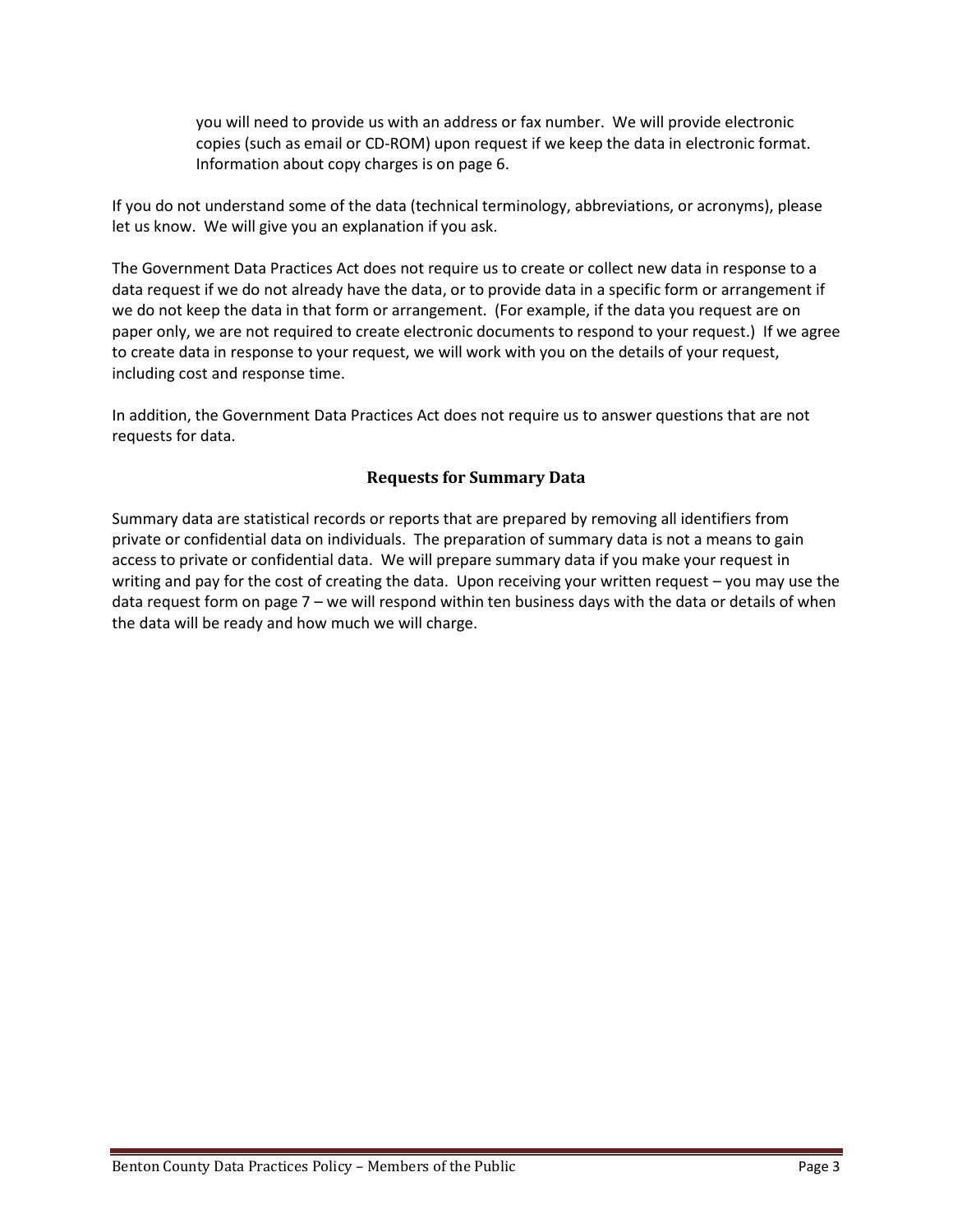you will need to provide us with an address or fax number. We will provide electronic copies (such as email or CD-ROM) upon request if we keep the data in electronic format. Information about copy charges is on page 6.

If you do not understand some of the data (technical terminology, abbreviations, or acronyms), please let us know. We will give you an explanation if you ask.

The Government Data Practices Act does not require us to create or collect new data in response to a data request if we do not already have the data, or to provide data in a specific form or arrangement if we do not keep the data in that form or arrangement. (For example, if the data you request are on paper only, we are not required to create electronic documents to respond to your request.) If we agree to create data in response to your request, we will work with you on the details of your request, including cost and response time.

In addition, the Government Data Practices Act does not require us to answer questions that are not requests for data.

## Requests for Summary Data

Summary data are statistical records or reports that are prepared by removing all identifiers from private or confidential data on individuals. The preparation of summary data is not a means to gain access to private or confidential data. We will prepare summary data if you make your request in writing and pay for the cost of creating the data. Upon receiving your written request – you may use the data request form on page 7 – we will respond within ten business days with the data or details of when the data will be ready and how much we will charge.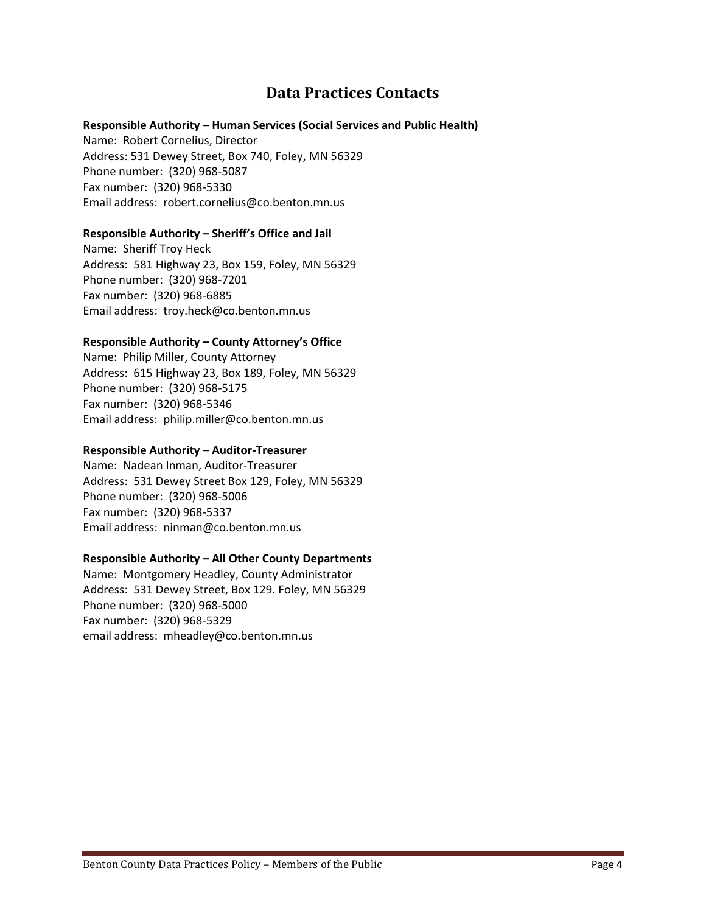# Data Practices Contacts

**Responsible Authority – Human Services (Social Services and Public Health)**
Name: Robert Cornelius, Director
Address: 531 Dewey Street, Box 740, Foley, MN 56329
Phone number: (320) 968-5087
Fax number: (320) 968-5330
Email address: robert.cornelius@co.benton.mn.us

**Responsible Authority – Sheriff's Office and Jail**
Name: Sheriff Troy Heck
Address: 581 Highway 23, Box 159, Foley, MN 56329
Phone number: (320) 968-7201
Fax number: (320) 968-6885
Email address: troy.heck@co.benton.mn.us

**Responsible Authority – County Attorney's Office**
Name: Philip Miller, County Attorney
Address: 615 Highway 23, Box 189, Foley, MN 56329
Phone number: (320) 968-5175
Fax number: (320) 968-5346
Email address: philip.miller@co.benton.mn.us

**Responsible Authority – Auditor-Treasurer**
Name: Nadean Inman, Auditor-Treasurer
Address: 531 Dewey Street Box 129, Foley, MN 56329
Phone number: (320) 968-5006
Fax number: (320) 968-5337
Email address: ninman@co.benton.mn.us

**Responsible Authority – All Other County Departments**
Name: Montgomery Headley, County Administrator
Address: 531 Dewey Street, Box 129. Foley, MN 56329
Phone number: (320) 968-5000
Fax number: (320) 968-5329
email address: mheadley@co.benton.mn.us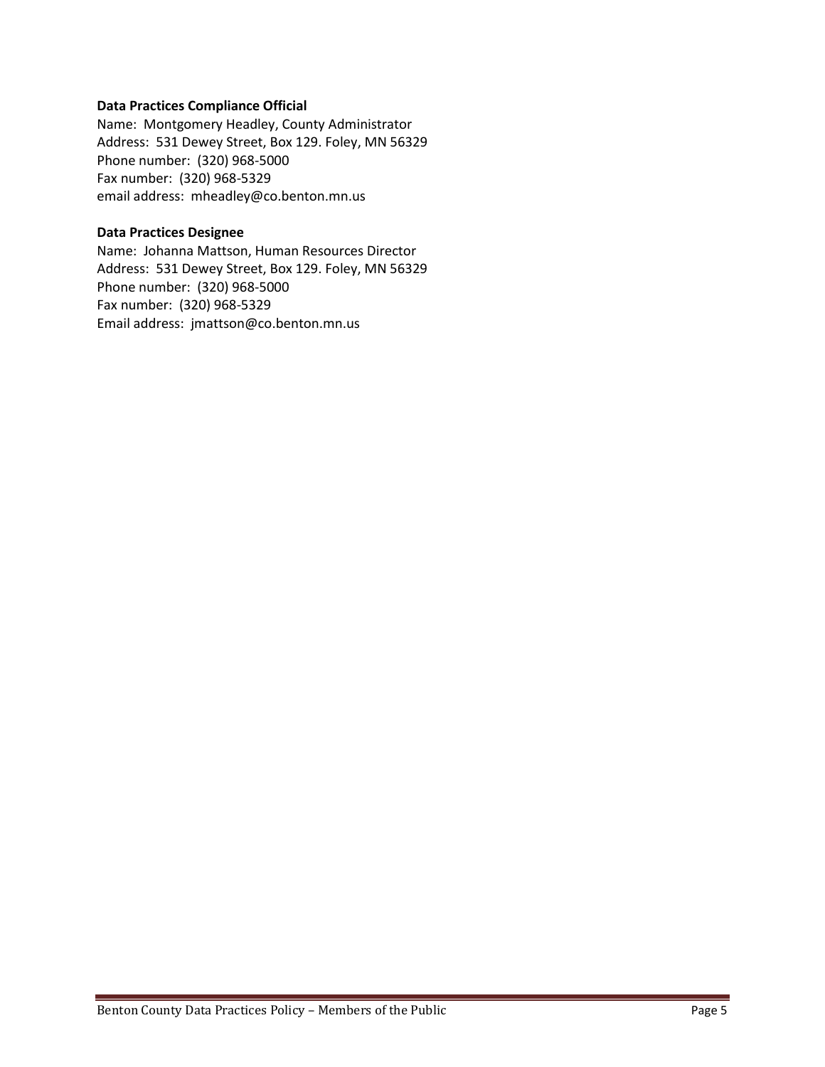**Data Practices Compliance Official**
Name: Montgomery Headley, County Administrator
Address: 531 Dewey Street, Box 129. Foley, MN 56329
Phone number: (320) 968-5000
Fax number: (320) 968-5329
email address: mheadley@co.benton.mn.us

**Data Practices Designee**
Name: Johanna Mattson, Human Resources Director
Address: 531 Dewey Street, Box 129. Foley, MN 56329
Phone number: (320) 968-5000
Fax number: (320) 968-5329
Email address: jmattson@co.benton.mn.us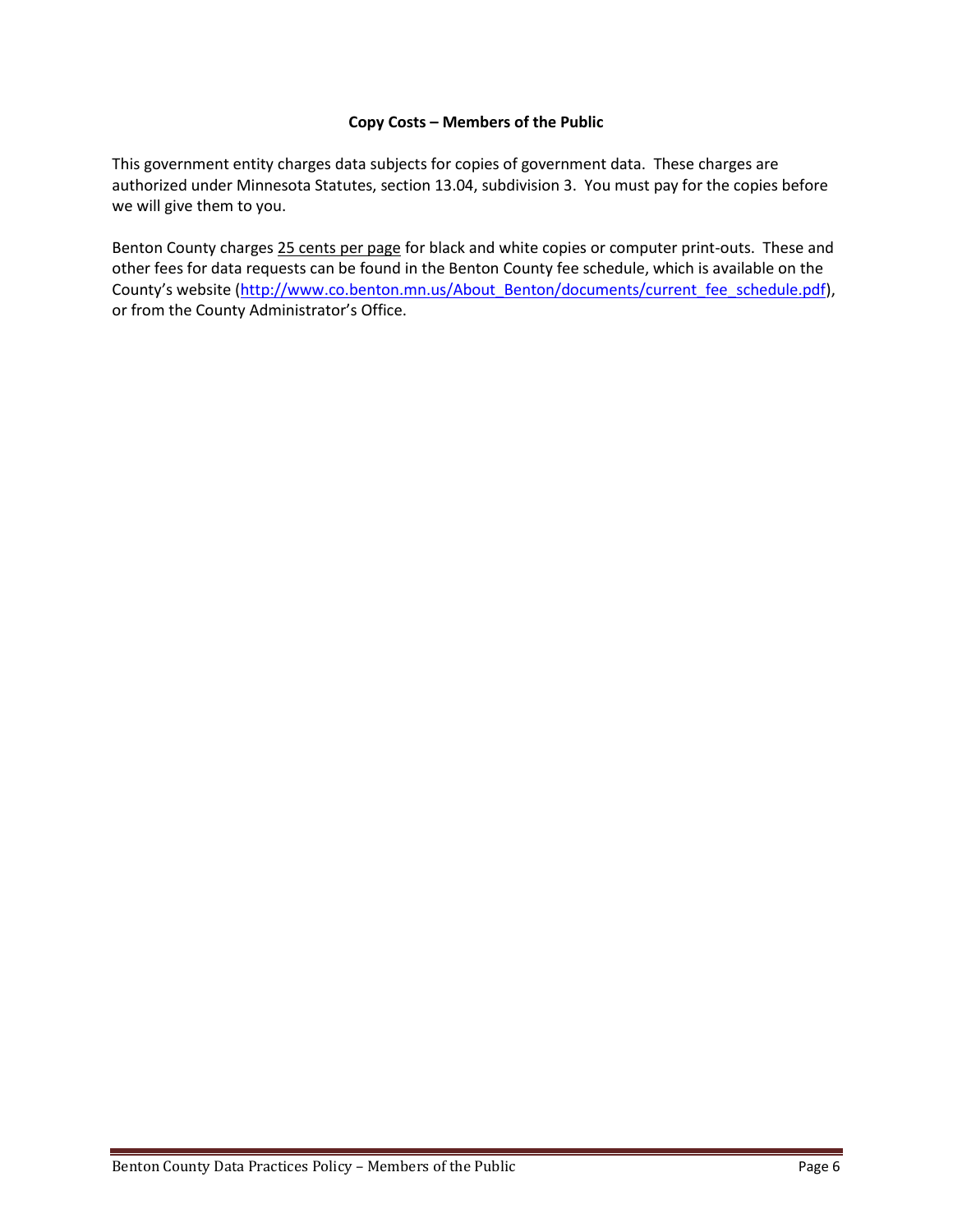**Copy Costs – Members of the Public**

This government entity charges data subjects for copies of government data. These charges are authorized under Minnesota Statutes, section 13.04, subdivision 3. You must pay for the copies before we will give them to you.

Benton County charges 25 cents per page for black and white copies or computer print-outs. These and other fees for data requests can be found in the Benton County fee schedule, which is available on the County's website (http://www.co.benton.mn.us/About_Benton/documents/current_fee_schedule.pdf), or from the County Administrator's Office.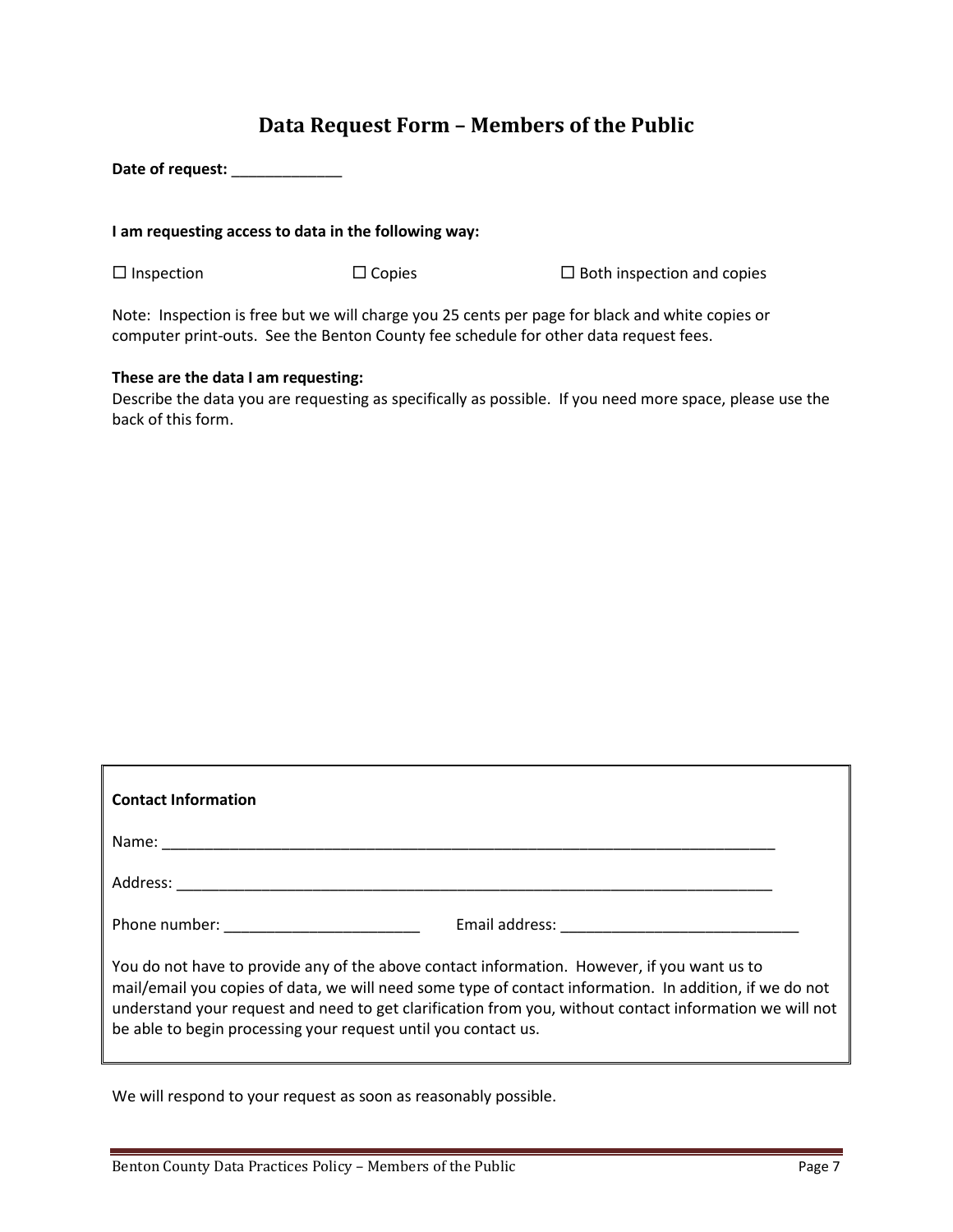# Data Request Form – Members of the Public

**Date of request:** _____________

**I am requesting access to data in the following way:**

☐ Inspection ☐ Copies ☐ Both inspection and copies

Note: Inspection is free but we will charge you 25 cents per page for black and white copies or computer print-outs. See the Benton County fee schedule for other data request fees.

**These are the data I am requesting:**
Describe the data you are requesting as specifically as possible. If you need more space, please use the back of this form.

**Contact Information**

Name: ___________________________________________________________________________

Address: _________________________________________________________________________

Phone number: _______________________ Email address: ____________________________

You do not have to provide any of the above contact information. However, if you want us to mail/email you copies of data, we will need some type of contact information. In addition, if we do not understand your request and need to get clarification from you, without contact information we will not be able to begin processing your request until you contact us.

We will respond to your request as soon as reasonably possible.